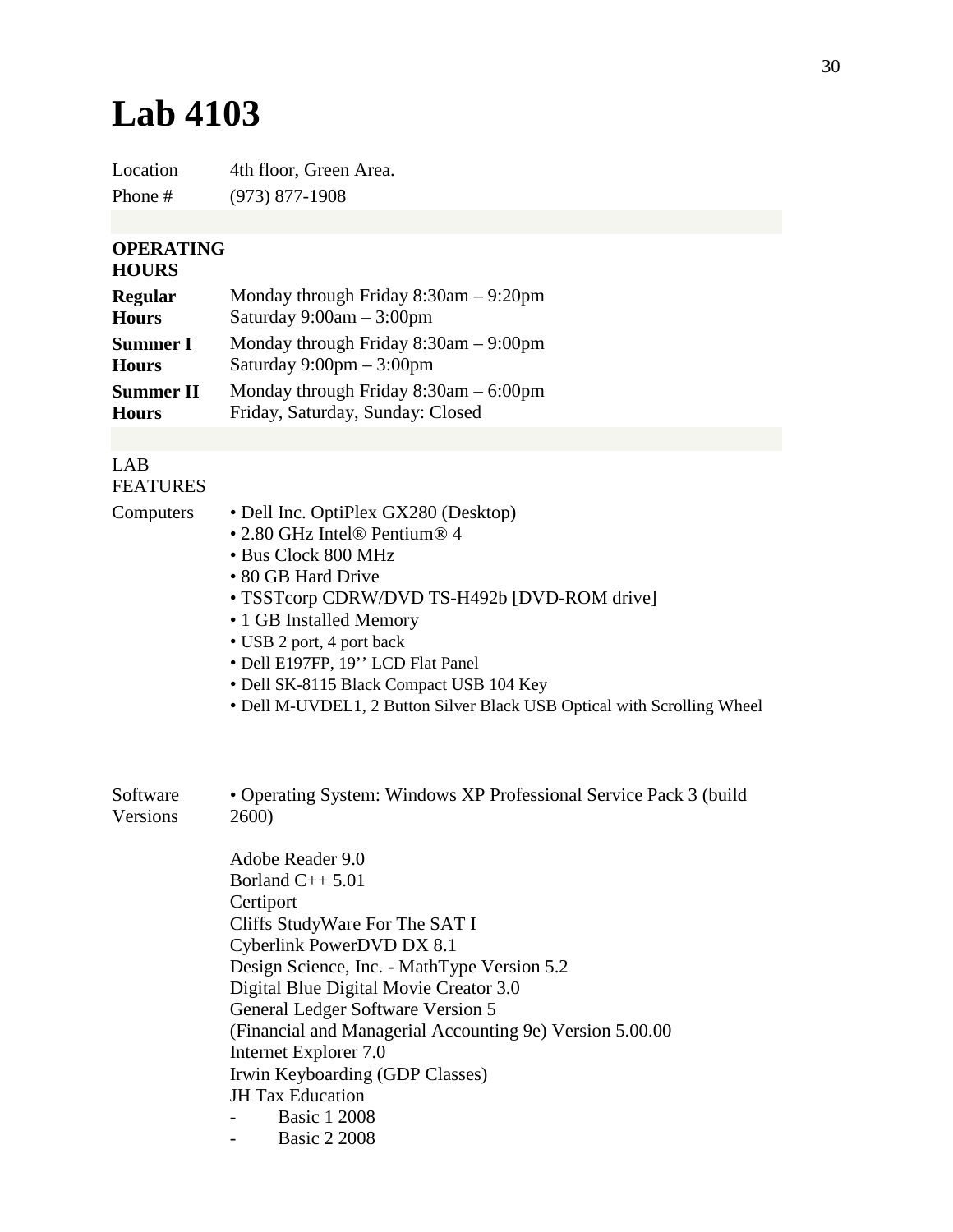# Lab 4103

| | |
|---|---|
| Location | 4th floor, Green Area. |
| Phone # | (973) 877-1908 |

**OPERATING HOURS**

| | |
|---|---|
| **Regular Hours** | Monday through Friday 8:30am – 9:20pm<br>Saturday 9:00am – 3:00pm |
| **Summer I Hours** | Monday through Friday 8:30am – 9:00pm<br>Saturday 9:00pm – 3:00pm |
| **Summer II Hours** | Monday through Friday 8:30am – 6:00pm<br>Friday, Saturday, Sunday: Closed |

LAB FEATURES

Computers

- Dell Inc. OptiPlex GX280 (Desktop)
- 2.80 GHz Intel® Pentium® 4
- Bus Clock 800 MHz
- 80 GB Hard Drive
- TSSTcorp CDRW/DVD TS-H492b [DVD-ROM drive]
- 1 GB Installed Memory
- USB 2 port, 4 port back
- Dell E197FP, 19'' LCD Flat Panel
- Dell SK-8115 Black Compact USB 104 Key
- Dell M-UVDEL1, 2 Button Silver Black USB Optical with Scrolling Wheel

Software Versions

- Operating System: Windows XP Professional Service Pack 3 (build 2600)

Adobe Reader 9.0
Borland C++ 5.01
Certiport
Cliffs StudyWare For The SAT I
Cyberlink PowerDVD DX 8.1
Design Science, Inc. - MathType Version 5.2
Digital Blue Digital Movie Creator 3.0
General Ledger Software Version 5
(Financial and Managerial Accounting 9e) Version 5.00.00
Internet Explorer 7.0
Irwin Keyboarding (GDP Classes)
JH Tax Education

- Basic 1 2008
- Basic 2 2008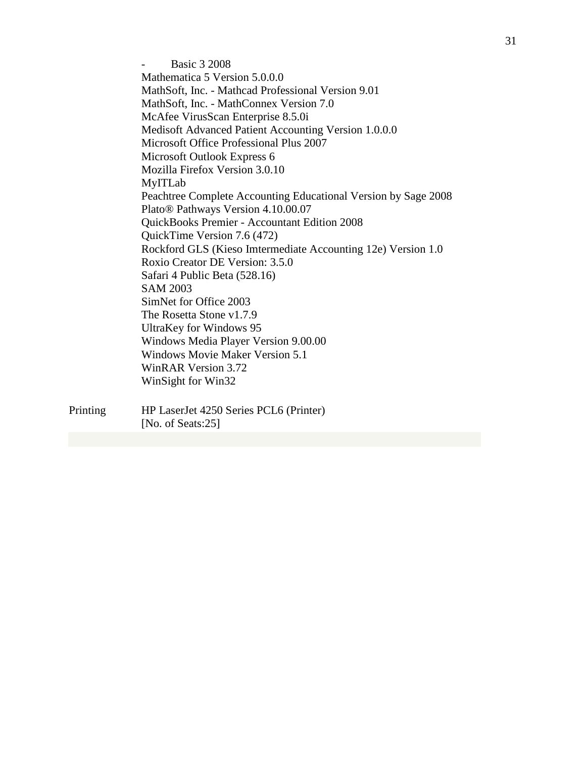- Basic 3 2008
Mathematica 5 Version 5.0.0.0
MathSoft, Inc. - Mathcad Professional Version 9.01
MathSoft, Inc. - MathConnex Version 7.0
McAfee VirusScan Enterprise 8.5.0i
Medisoft Advanced Patient Accounting Version 1.0.0.0
Microsoft Office Professional Plus 2007
Microsoft Outlook Express 6
Mozilla Firefox Version 3.0.10
MyITLab
Peachtree Complete Accounting Educational Version by Sage 2008
Plato® Pathways Version 4.10.00.07
QuickBooks Premier - Accountant Edition 2008
QuickTime Version 7.6 (472)
Rockford GLS (Kieso Imtermediate Accounting 12e) Version 1.0
Roxio Creator DE Version: 3.5.0
Safari 4 Public Beta (528.16)
SAM 2003
SimNet for Office 2003
The Rosetta Stone v1.7.9
UltraKey for Windows 95
Windows Media Player Version 9.00.00
Windows Movie Maker Version 5.1
WinRAR Version 3.72
WinSight for Win32

| | |
|---|---|
| Printing | HP LaserJet 4250 Series PCL6 (Printer)<br>[No. of Seats:25] |